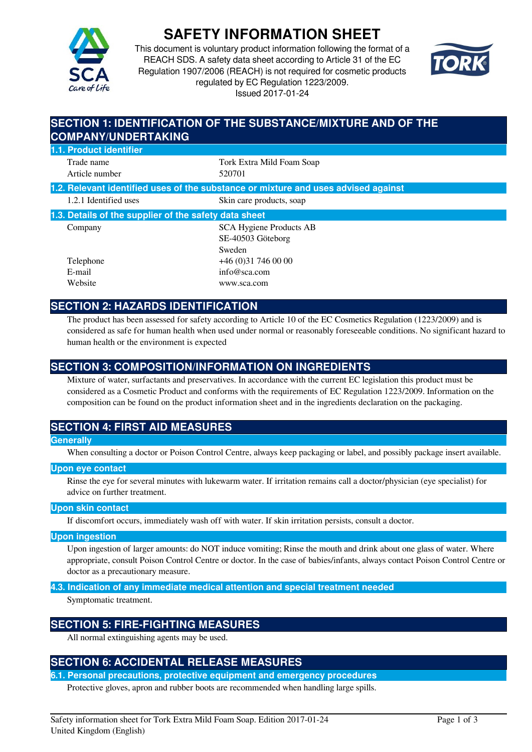# SAFETY INFORMATION SHEET

This document is voluntary product information following the format of a REACH SDS. A safety data sheet according to Article 31 of the EC Regulation 1907/2006 (REACH) is not required for cosmetic products regulated by EC Regulation 1223/2009.
Issued 2017-01-24

## SECTION 1: IDENTIFICATION OF THE SUBSTANCE/MIXTURE AND OF THE COMPANY/UNDERTAKING

### 1.1. Product identifier

| | |
|---|---|
| Trade name | Tork Extra Mild Foam Soap |
| Article number | 520701 |

### 1.2. Relevant identified uses of the substance or mixture and uses advised against

| | |
|---|---|
| 1.2.1 Identified uses | Skin care products, soap |

### 1.3. Details of the supplier of the safety data sheet

| | |
|---|---|
| Company | SCA Hygiene Products AB<br>SE-40503 Göteborg<br>Sweden |
| Telephone | +46 (0)31 746 00 00 |
| E-mail | info@sca.com |
| Website | www.sca.com |

## SECTION 2: HAZARDS IDENTIFICATION

The product has been assessed for safety according to Article 10 of the EC Cosmetics Regulation (1223/2009) and is considered as safe for human health when used under normal or reasonably foreseeable conditions. No significant hazard to human health or the environment is expected

## SECTION 3: COMPOSITION/INFORMATION ON INGREDIENTS

Mixture of water, surfactants and preservatives. In accordance with the current EC legislation this product must be considered as a Cosmetic Product and conforms with the requirements of EC Regulation 1223/2009. Information on the composition can be found on the product information sheet and in the ingredients declaration on the packaging.

## SECTION 4: FIRST AID MEASURES

### Generally

When consulting a doctor or Poison Control Centre, always keep packaging or label, and possibly package insert available.

### Upon eye contact

Rinse the eye for several minutes with lukewarm water. If irritation remains call a doctor/physician (eye specialist) for advice on further treatment.

### Upon skin contact

If discomfort occurs, immediately wash off with water. If skin irritation persists, consult a doctor.

### Upon ingestion

Upon ingestion of larger amounts: do NOT induce vomiting; Rinse the mouth and drink about one glass of water. Where appropriate, consult Poison Control Centre or doctor. In the case of babies/infants, always contact Poison Control Centre or doctor as a precautionary measure.

### 4.3. Indication of any immediate medical attention and special treatment needed

Symptomatic treatment.

## SECTION 5: FIRE-FIGHTING MEASURES

All normal extinguishing agents may be used.

## SECTION 6: ACCIDENTAL RELEASE MEASURES

### 6.1. Personal precautions, protective equipment and emergency procedures

Protective gloves, apron and rubber boots are recommended when handling large spills.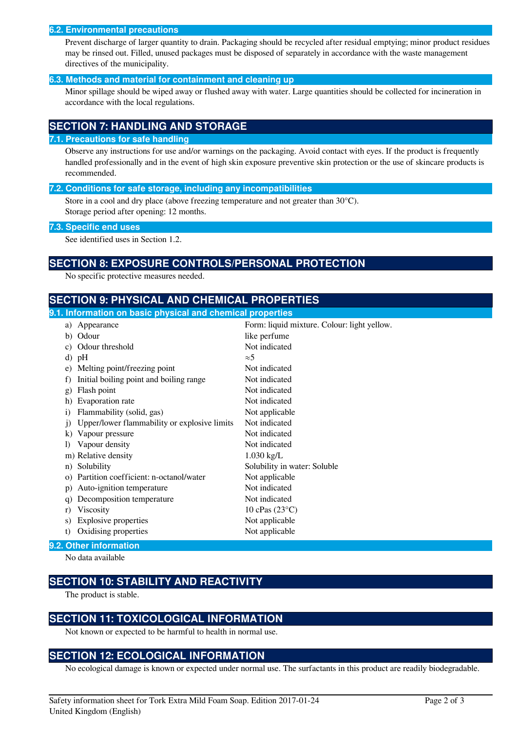### 6.2. Environmental precautions

Prevent discharge of larger quantity to drain. Packaging should be recycled after residual emptying; minor product residues may be rinsed out. Filled, unused packages must be disposed of separately in accordance with the waste management directives of the municipality.

### 6.3. Methods and material for containment and cleaning up

Minor spillage should be wiped away or flushed away with water. Large quantities should be collected for incineration in accordance with the local regulations.

## SECTION 7: HANDLING AND STORAGE

### 7.1. Precautions for safe handling

Observe any instructions for use and/or warnings on the packaging. Avoid contact with eyes. If the product is frequently handled professionally and in the event of high skin exposure preventive skin protection or the use of skincare products is recommended.

### 7.2. Conditions for safe storage, including any incompatibilities

Store in a cool and dry place (above freezing temperature and not greater than 30°C).
Storage period after opening: 12 months.

### 7.3. Specific end uses

See identified uses in Section 1.2.

## SECTION 8: EXPOSURE CONTROLS/PERSONAL PROTECTION

No specific protective measures needed.

## SECTION 9: PHYSICAL AND CHEMICAL PROPERTIES

### 9.1. Information on basic physical and chemical properties

| Property | Value |
|---|---|
| a) Appearance | Form: liquid mixture. Colour: light yellow. |
| b) Odour | like perfume |
| c) Odour threshold | Not indicated |
| d) pH | ≈5 |
| e) Melting point/freezing point | Not indicated |
| f) Initial boiling point and boiling range | Not indicated |
| g) Flash point | Not indicated |
| h) Evaporation rate | Not indicated |
| i) Flammability (solid, gas) | Not applicable |
| j) Upper/lower flammability or explosive limits | Not indicated |
| k) Vapour pressure | Not indicated |
| l) Vapour density | Not indicated |
| m) Relative density | 1.030 kg/L |
| n) Solubility | Solubility in water: Soluble |
| o) Partition coefficient: n-octanol/water | Not applicable |
| p) Auto-ignition temperature | Not indicated |
| q) Decomposition temperature | Not indicated |
| r) Viscosity | 10 cPas (23°C) |
| s) Explosive properties | Not applicable |
| t) Oxidising properties | Not applicable |

### 9.2. Other information

No data available

## SECTION 10: STABILITY AND REACTIVITY

The product is stable.

## SECTION 11: TOXICOLOGICAL INFORMATION

Not known or expected to be harmful to health in normal use.

## SECTION 12: ECOLOGICAL INFORMATION

No ecological damage is known or expected under normal use. The surfactants in this product are readily biodegradable.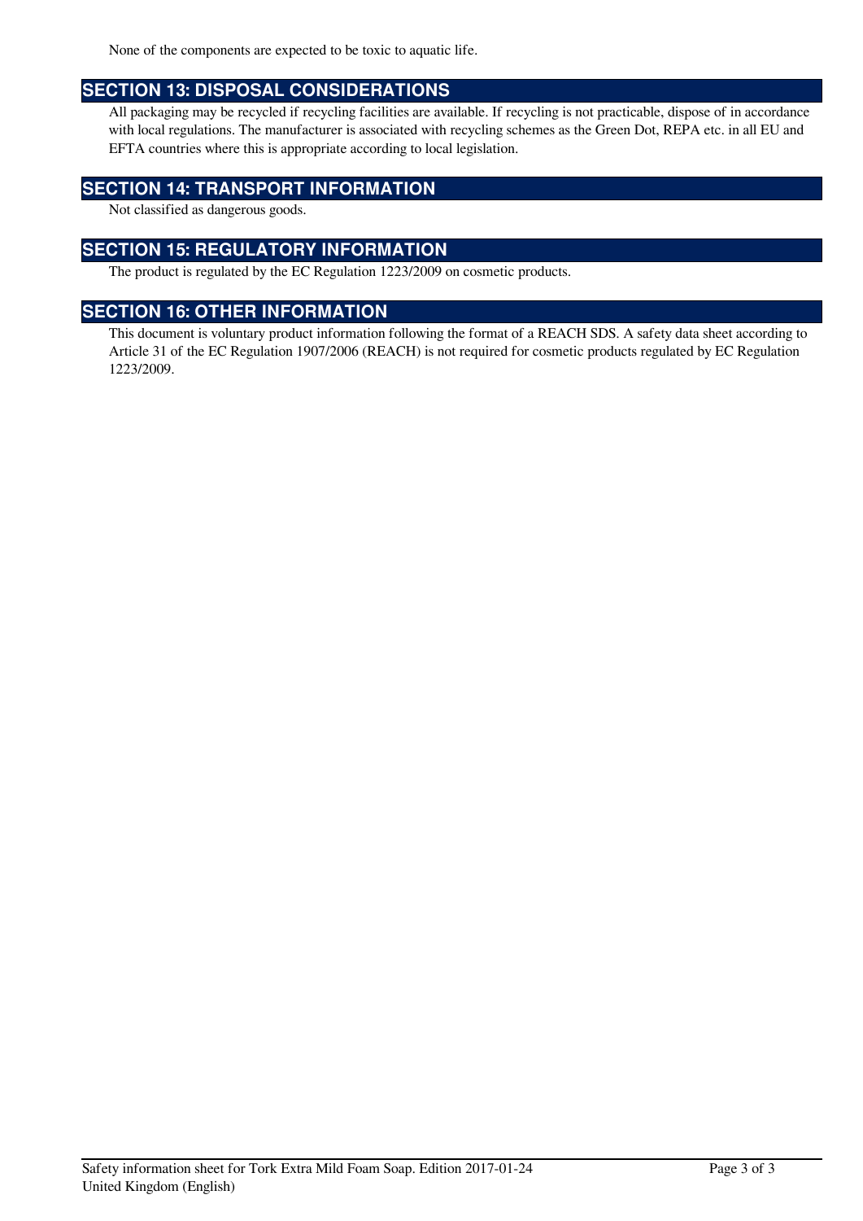None of the components are expected to be toxic to aquatic life.

## SECTION 13: DISPOSAL CONSIDERATIONS

All packaging may be recycled if recycling facilities are available. If recycling is not practicable, dispose of in accordance with local regulations. The manufacturer is associated with recycling schemes as the Green Dot, REPA etc. in all EU and EFTA countries where this is appropriate according to local legislation.

## SECTION 14: TRANSPORT INFORMATION

Not classified as dangerous goods.

## SECTION 15: REGULATORY INFORMATION

The product is regulated by the EC Regulation 1223/2009 on cosmetic products.

## SECTION 16: OTHER INFORMATION

This document is voluntary product information following the format of a REACH SDS. A safety data sheet according to Article 31 of the EC Regulation 1907/2006 (REACH) is not required for cosmetic products regulated by EC Regulation 1223/2009.